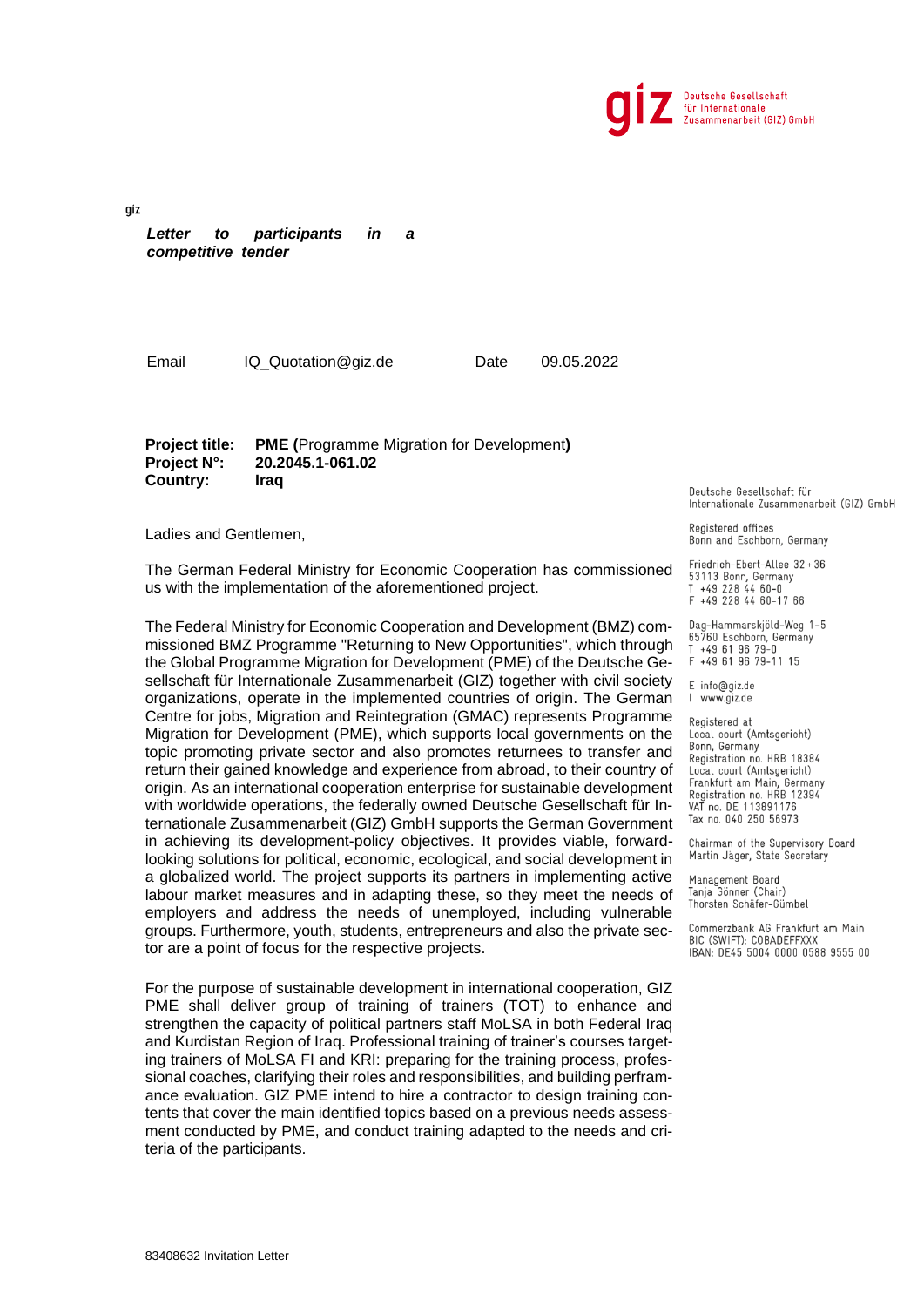Deutsche Gesellschaft für Internationale Zusammenarbeit (GIZ) GmbH

giz

***Letter to participants in a competitive tender***

Email IQ_Quotation@giz.de Date 09.05.2022

**Project title:** **PME (**Programme Migration for Development**)**
**Project N°:** **20.2045.1-061.02**
**Country:** **Iraq**

Ladies and Gentlemen,

The German Federal Ministry for Economic Cooperation has commissioned us with the implementation of the aforementioned project.

The Federal Ministry for Economic Cooperation and Development (BMZ) commissioned BMZ Programme "Returning to New Opportunities", which through the Global Programme Migration for Development (PME) of the Deutsche Gesellschaft für Internationale Zusammenarbeit (GIZ) together with civil society organizations, operate in the implemented countries of origin. The German Centre for jobs, Migration and Reintegration (GMAC) represents Programme Migration for Development (PME), which supports local governments on the topic promoting private sector and also promotes returnees to transfer and return their gained knowledge and experience from abroad, to their country of origin. As an international cooperation enterprise for sustainable development with worldwide operations, the federally owned Deutsche Gesellschaft für Internationale Zusammenarbeit (GIZ) GmbH supports the German Government in achieving its development-policy objectives. It provides viable, forward-looking solutions for political, economic, ecological, and social development in a globalized world. The project supports its partners in implementing active labour market measures and in adapting these, so they meet the needs of employers and address the needs of unemployed, including vulnerable groups. Furthermore, youth, students, entrepreneurs and also the private sector are a point of focus for the respective projects.

For the purpose of sustainable development in international cooperation, GIZ PME shall deliver group of training of trainers (TOT) to enhance and strengthen the capacity of political partners staff MoLSA in both Federal Iraq and Kurdistan Region of Iraq. Professional training of trainer's courses targeting trainers of MoLSA FI and KRI: preparing for the training process, professional coaches, clarifying their roles and responsibilities, and building perframance evaluation. GIZ PME intend to hire a contractor to design training contents that cover the main identified topics based on a previous needs assessment conducted by PME, and conduct training adapted to the needs and criteria of the participants.

Deutsche Gesellschaft für Internationale Zusammenarbeit (GIZ) GmbH

Registered offices
Bonn and Eschborn, Germany

Friedrich-Ebert-Allee 32 + 36
53113 Bonn, Germany
T +49 228 44 60-0
F +49 228 44 60-17 66

Dag-Hammarskjöld-Weg 1-5
65760 Eschborn, Germany
T +49 61 96 79-0
F +49 61 96 79-11 15

E info@giz.de
I www.giz.de

Registered at
Local court (Amtsgericht)
Bonn, Germany
Registration no. HRB 18384
Local court (Amtsgericht)
Frankfurt am Main, Germany
Registration no. HRB 12394
VAT no. DE 113891176
Tax no. 040 250 56973

Chairman of the Supervisory Board
Martin Jäger, State Secretary

Management Board
Tanja Gönner (Chair)
Thorsten Schäfer-Gümbel

Commerzbank AG Frankfurt am Main
BIC (SWIFT): COBADEFFXXX
IBAN: DE45 5004 0000 0588 9555 00

83408632 Invitation Letter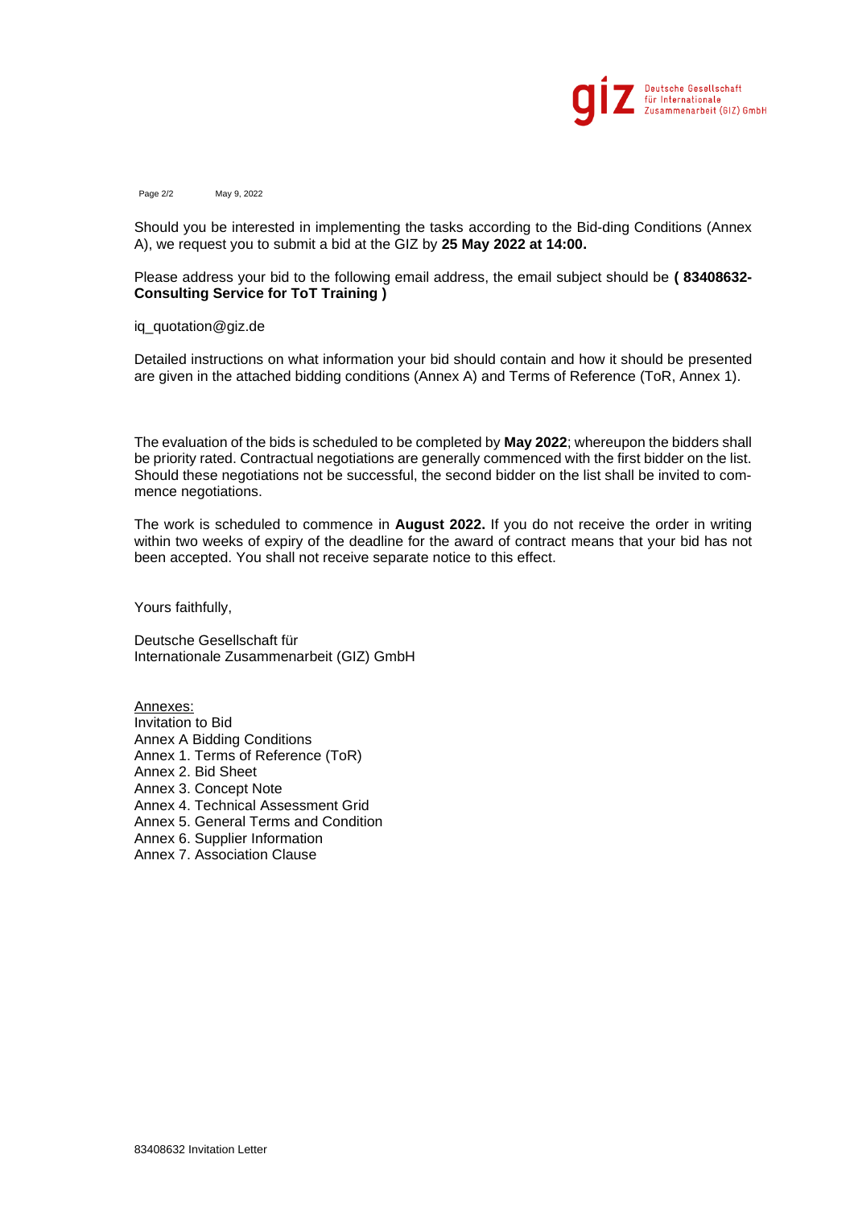Should you be interested in implementing the tasks according to the Bid-ding Conditions (Annex A), we request you to submit a bid at the GIZ by **25 May 2022 at 14:00.**

Please address your bid to the following email address, the email subject should be **( 83408632-Consulting Service for ToT Training )**

iq_quotation@giz.de

Detailed instructions on what information your bid should contain and how it should be presented are given in the attached bidding conditions (Annex A) and Terms of Reference (ToR, Annex 1).

The evaluation of the bids is scheduled to be completed by **May 2022**; whereupon the bidders shall be priority rated. Contractual negotiations are generally commenced with the first bidder on the list. Should these negotiations not be successful, the second bidder on the list shall be invited to com-mence negotiations.

The work is scheduled to commence in **August 2022.** If you do not receive the order in writing within two weeks of expiry of the deadline for the award of contract means that your bid has not been accepted. You shall not receive separate notice to this effect.

Yours faithfully,

Deutsche Gesellschaft für
Internationale Zusammenarbeit (GIZ) GmbH

Annexes:
Invitation to Bid
Annex A Bidding Conditions
Annex 1. Terms of Reference (ToR)
Annex 2. Bid Sheet
Annex 3. Concept Note
Annex 4. Technical Assessment Grid
Annex 5. General Terms and Condition
Annex 6. Supplier Information
Annex 7. Association Clause